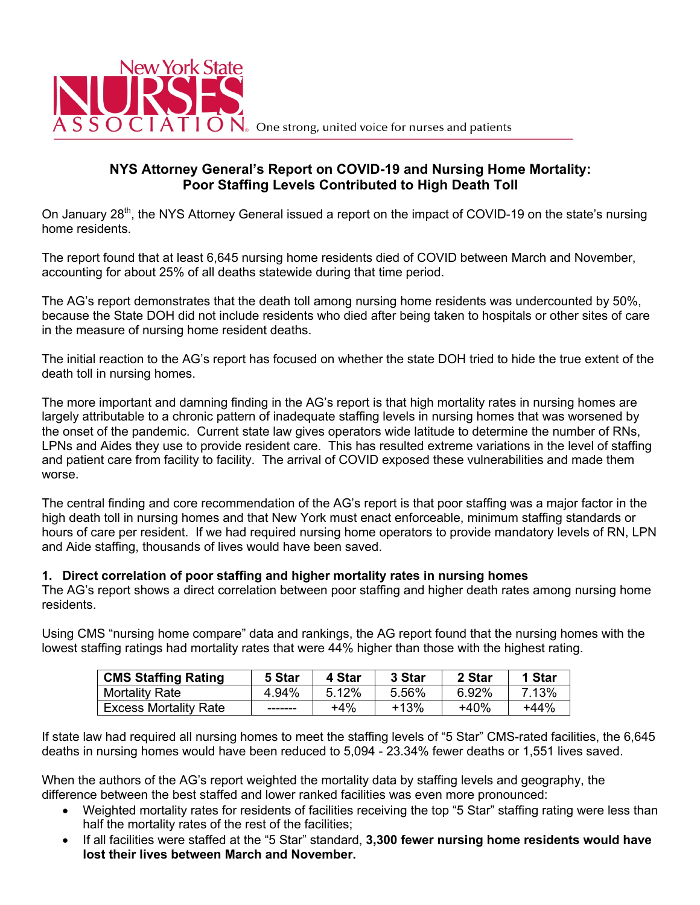New York State NURSES ASSOCIATION — One strong, united voice for nurses and patients

## NYS Attorney General's Report on COVID-19 and Nursing Home Mortality: Poor Staffing Levels Contributed to High Death Toll

On January 28th, the NYS Attorney General issued a report on the impact of COVID-19 on the state's nursing home residents.

The report found that at least 6,645 nursing home residents died of COVID between March and November, accounting for about 25% of all deaths statewide during that time period.

The AG's report demonstrates that the death toll among nursing home residents was undercounted by 50%, because the State DOH did not include residents who died after being taken to hospitals or other sites of care in the measure of nursing home resident deaths.

The initial reaction to the AG's report has focused on whether the state DOH tried to hide the true extent of the death toll in nursing homes.

The more important and damning finding in the AG's report is that high mortality rates in nursing homes are largely attributable to a chronic pattern of inadequate staffing levels in nursing homes that was worsened by the onset of the pandemic. Current state law gives operators wide latitude to determine the number of RNs, LPNs and Aides they use to provide resident care. This has resulted extreme variations in the level of staffing and patient care from facility to facility. The arrival of COVID exposed these vulnerabilities and made them worse.

The central finding and core recommendation of the AG's report is that poor staffing was a major factor in the high death toll in nursing homes and that New York must enact enforceable, minimum staffing standards or hours of care per resident. If we had required nursing home operators to provide mandatory levels of RN, LPN and Aide staffing, thousands of lives would have been saved.

### 1. Direct correlation of poor staffing and higher mortality rates in nursing homes

The AG's report shows a direct correlation between poor staffing and higher death rates among nursing home residents.

Using CMS "nursing home compare" data and rankings, the AG report found that the nursing homes with the lowest staffing ratings had mortality rates that were 44% higher than those with the highest rating.

| CMS Staffing Rating | 5 Star | 4 Star | 3 Star | 2 Star | 1 Star |
|---|---|---|---|---|---|
| Mortality Rate | 4.94% | 5.12% | 5.56% | 6.92% | 7.13% |
| Excess Mortality Rate | ------- | +4% | +13% | +40% | +44% |

If state law had required all nursing homes to meet the staffing levels of "5 Star" CMS-rated facilities, the 6,645 deaths in nursing homes would have been reduced to 5,094 - 23.34% fewer deaths or 1,551 lives saved.

When the authors of the AG's report weighted the mortality data by staffing levels and geography, the difference between the best staffed and lower ranked facilities was even more pronounced:

- Weighted mortality rates for residents of facilities receiving the top "5 Star" staffing rating were less than half the mortality rates of the rest of the facilities;
- If all facilities were staffed at the "5 Star" standard, **3,300 fewer nursing home residents would have lost their lives between March and November.**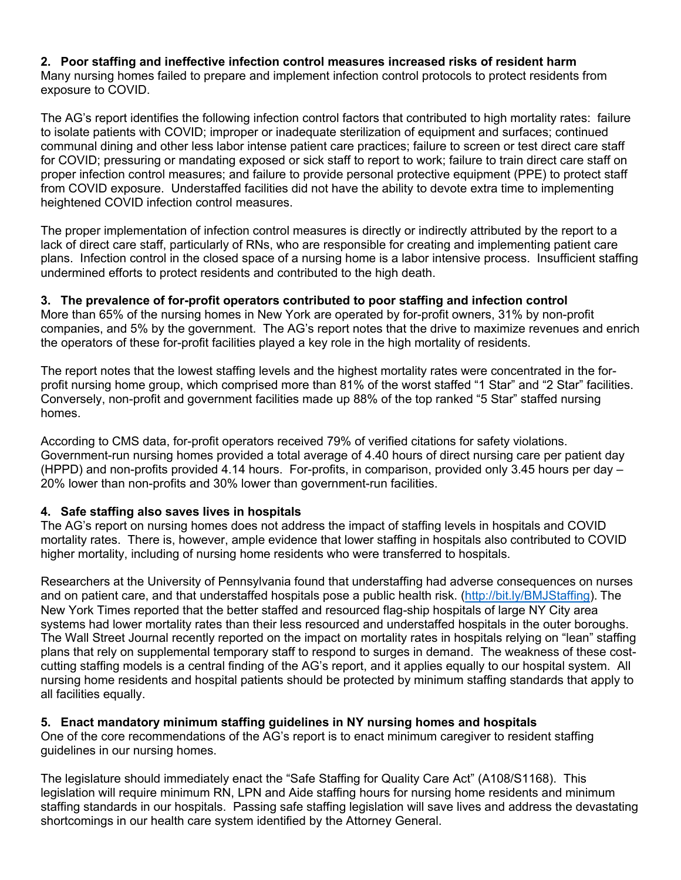**2. Poor staffing and ineffective infection control measures increased risks of resident harm**
Many nursing homes failed to prepare and implement infection control protocols to protect residents from exposure to COVID.

The AG's report identifies the following infection control factors that contributed to high mortality rates: failure to isolate patients with COVID; improper or inadequate sterilization of equipment and surfaces; continued communal dining and other less labor intense patient care practices; failure to screen or test direct care staff for COVID; pressuring or mandating exposed or sick staff to report to work; failure to train direct care staff on proper infection control measures; and failure to provide personal protective equipment (PPE) to protect staff from COVID exposure. Understaffed facilities did not have the ability to devote extra time to implementing heightened COVID infection control measures.

The proper implementation of infection control measures is directly or indirectly attributed by the report to a lack of direct care staff, particularly of RNs, who are responsible for creating and implementing patient care plans. Infection control in the closed space of a nursing home is a labor intensive process. Insufficient staffing undermined efforts to protect residents and contributed to the high death.

**3. The prevalence of for-profit operators contributed to poor staffing and infection control**
More than 65% of the nursing homes in New York are operated by for-profit owners, 31% by non-profit companies, and 5% by the government. The AG's report notes that the drive to maximize revenues and enrich the operators of these for-profit facilities played a key role in the high mortality of residents.

The report notes that the lowest staffing levels and the highest mortality rates were concentrated in the for-profit nursing home group, which comprised more than 81% of the worst staffed "1 Star" and "2 Star" facilities. Conversely, non-profit and government facilities made up 88% of the top ranked "5 Star" staffed nursing homes.

According to CMS data, for-profit operators received 79% of verified citations for safety violations. Government-run nursing homes provided a total average of 4.40 hours of direct nursing care per patient day (HPPD) and non-profits provided 4.14 hours. For-profits, in comparison, provided only 3.45 hours per day – 20% lower than non-profits and 30% lower than government-run facilities.

**4. Safe staffing also saves lives in hospitals**
The AG's report on nursing homes does not address the impact of staffing levels in hospitals and COVID mortality rates. There is, however, ample evidence that lower staffing in hospitals also contributed to COVID higher mortality, including of nursing home residents who were transferred to hospitals.

Researchers at the University of Pennsylvania found that understaffing had adverse consequences on nurses and on patient care, and that understaffed hospitals pose a public health risk. (http://bit.ly/BMJStaffing). The New York Times reported that the better staffed and resourced flag-ship hospitals of large NY City area systems had lower mortality rates than their less resourced and understaffed hospitals in the outer boroughs. The Wall Street Journal recently reported on the impact on mortality rates in hospitals relying on "lean" staffing plans that rely on supplemental temporary staff to respond to surges in demand. The weakness of these cost-cutting staffing models is a central finding of the AG's report, and it applies equally to our hospital system. All nursing home residents and hospital patients should be protected by minimum staffing standards that apply to all facilities equally.

**5. Enact mandatory minimum staffing guidelines in NY nursing homes and hospitals**
One of the core recommendations of the AG's report is to enact minimum caregiver to resident staffing guidelines in our nursing homes.

The legislature should immediately enact the "Safe Staffing for Quality Care Act" (A108/S1168). This legislation will require minimum RN, LPN and Aide staffing hours for nursing home residents and minimum staffing standards in our hospitals. Passing safe staffing legislation will save lives and address the devastating shortcomings in our health care system identified by the Attorney General.